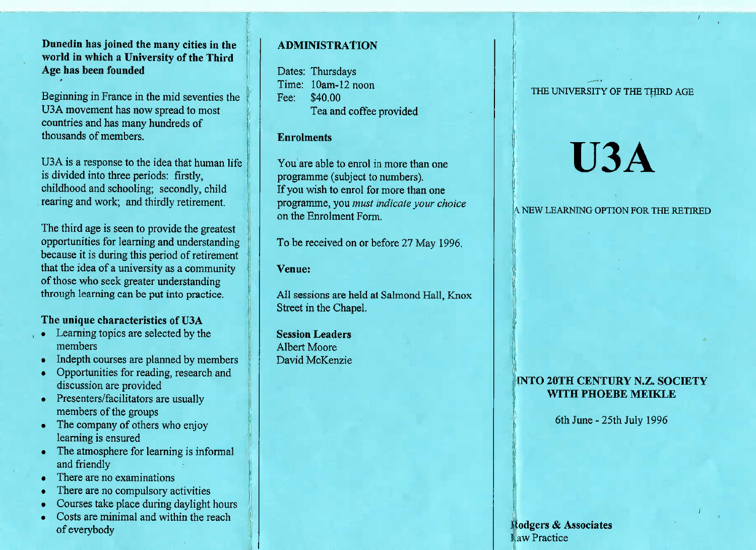**Dunedin has joined the many cities in the world in which a University of the Third Age has been founded**

Beginning in France in the mid seventies the U3A movement has now spread to most countries and has many hundreds of thousands of members.

U3A is a response to the idea that human life is divided into three periods: firstly, childhood and schooling; secondly, child rearing and work; and thirdly retirement.

The third age is seen to provide the greatest opportunities for learning and understanding because it is during this period of retirement that the idea of a university as a community of those who seek greater understanding through learning can be put into practice.

### The unique characteristics of U3A

- Learning topics are selected by the members
- Indepth courses are planned by members
- Opportunities for reading, research and discussion are provided
- Presenters/facilitators are usually members of the groups
- The company of others who enjoy learning is ensured
- The atmosphere for learning is informal and friendly
- There are no examinations
- There are no compulsory activities
- Courses take place during daylight hours
- Costs are minimal and within the reach of everybody

## ADMINISTRATION

Dates: Thursdays
Time: 10am-12 noon
Fee: $40.00
Tea and coffee provided

### Enrolments

You are able to enrol in more than one programme (subject to numbers).
If you wish to enrol for more than one programme, you *must indicate your choice* on the Enrolment Form.

To be received on or before 27 May 1996.

### Venue:

All sessions are held at Salmond Hall, Knox Street in the Chapel.

**Session Leaders**
Albert Moore
David McKenzie

THE UNIVERSITY OF THE THIRD AGE

# U3A

A NEW LEARNING OPTION FOR THE RETIRED

## INTO 20TH CENTURY N.Z. SOCIETY WITH PHOEBE MEIKLE

6th June - 25th July 1996

**Rodgers & Associates**
Law Practice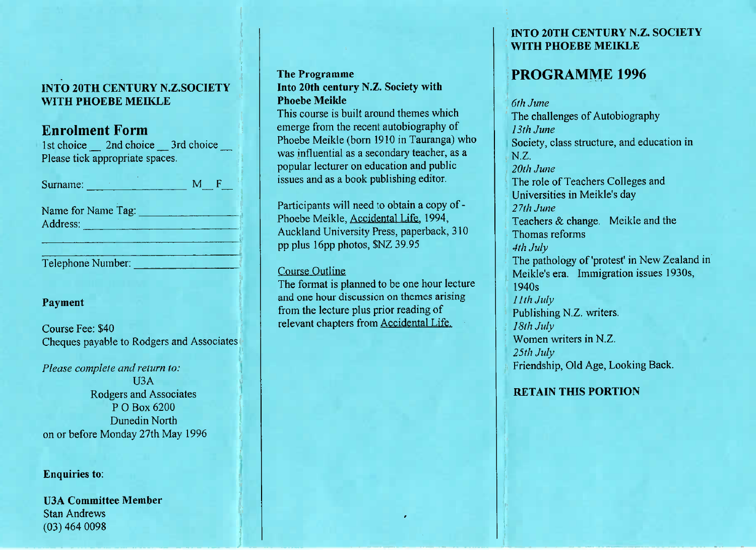## INTO 20TH CENTURY N.Z.SOCIETY WITH PHOEBE MEIKLE

## Enrolment Form

1st choice __ 2nd choice __ 3rd choice __
Please tick appropriate spaces.

Surname: ________________ M__ F__

Name for Name Tag: ________________
Address: ________________________

________________________________

Telephone Number: ________________

**Payment**

Course Fee: $40
Cheques payable to Rodgers and Associates

*Please complete and return to:*
U3A
Rodgers and Associates
P O Box 6200
Dunedin North
on or before Monday 27th May 1996

**Enquiries to:**

**U3A Committee Member**
Stan Andrews
(03) 464 0098

**The Programme**
**Into 20th century N.Z. Society with Phoebe Meikle**

This course is built around themes which emerge from the recent autobiography of Phoebe Meikle (born 1910 in Tauranga) who was influential as a secondary teacher, as a popular lecturer on education and public issues and as a book publishing editor.

Participants will need to obtain a copy of - Phoebe Meikle, Accidental Life, 1994, Auckland University Press, paperback, 310 pp plus 16pp photos, $NZ 39.95

Course Outline

The format is planned to be one hour lecture and one hour discussion on themes arising from the lecture plus prior reading of relevant chapters from Accidental Life.

**INTO 20TH CENTURY N.Z. SOCIETY WITH PHOEBE MEIKLE**

## PROGRAMME 1996

*6th June*
The challenges of Autobiography
*13th June*
Society, class structure, and education in N.Z.
*20th June*
The role of Teachers Colleges and Universities in Meikle's day
*27th June*
Teachers & change. Meikle and the Thomas reforms
*4th July*
The pathology of 'protest' in New Zealand in Meikle's era. Immigration issues 1930s, 1940s
*11th July*
Publishing N.Z. writers.
*18th July*
Women writers in N.Z.
*25th July*
Friendship, Old Age, Looking Back.

**RETAIN THIS PORTION**